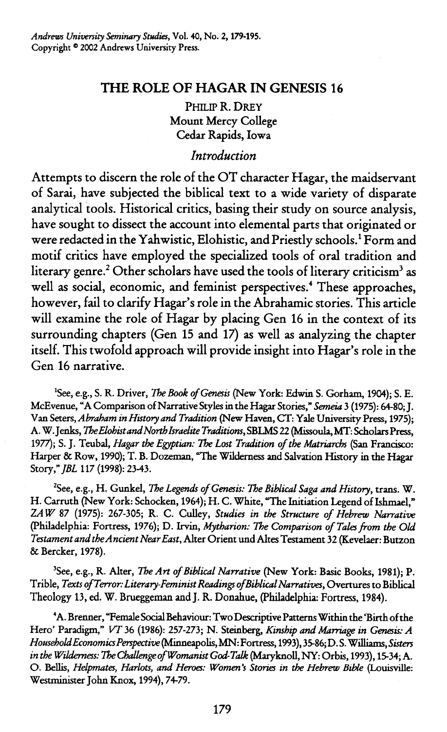# THE ROLE OF HAGAR IN GENESIS 16

PHILIP R. DREY
Mount Mercy College
Cedar Rapids, Iowa

## *Introduction*

Attempts to discern the role of the OT character Hagar, the maidservant of Sarai, have subjected the biblical text to a wide variety of disparate analytical tools. Historical critics, basing their study on source analysis, have sought to dissect the account into elemental parts that originated or were redacted in the Yahwistic, Elohistic, and Priestly schools.[1] Form and motif critics have employed the specialized tools of oral tradition and literary genre.[2] Other scholars have used the tools of literary criticism[3] as well as social, economic, and feminist perspectives.[4] These approaches, however, fail to clarify Hagar's role in the Abrahamic stories. This article will examine the role of Hagar by placing Gen 16 in the context of its surrounding chapters (Gen 15 and 17) as well as analyzing the chapter itself. This twofold approach will provide insight into Hagar's role in the Gen 16 narrative.

[1]See, e.g., S. R. Driver, *The Book of Genesis* (New York: Edwin S. Gorham, 1904); S. E. McEvenue, "A Comparison of Narrative Styles in the Hagar Stories," *Semeia* 3 (1975): 64-80; J. Van Seters, *Abraham in History and Tradition* (New Haven, CT: Yale University Press, 1975); A. W. Jenks, *The Elohist and North Israelite Traditions*, SBLMS 22 (Missoula, MT: Scholars Press, 1977); S. J. Teubal, *Hagar the Egyptian: The Lost Tradition of the Matriarchs* (San Francisco: Harper & Row, 1990); T. B. Dozeman, "The Wilderness and Salvation History in the Hagar Story," *JBL* 117 (1998): 23-43.

[2]See, e.g., H. Gunkel, *The Legends of Genesis: The Biblical Saga and History*, trans. W. H. Carruth (New York: Schocken, 1964); H. C. White, "The Initiation Legend of Ishmael," *ZAW* 87 (1975): 267-305; R. C. Culley, *Studies in the Structure of Hebrew Narrative* (Philadelphia: Fortress, 1976); D. Irvin, *Mytharion: The Comparison of Tales from the Old Testament and the Ancient Near East*, Alter Orient und Altes Testament 32 (Kevelaer: Butzon & Bercker, 1978).

[3]See, e.g., R. Alter, *The Art of Biblical Narrative* (New York: Basic Books, 1981); P. Trible, *Texts of Terror: Literary-Feminist Readings of Biblical Narratives*, Overtures to Biblical Theology 13, ed. W. Brueggeman and J. R. Donahue, (Philadelphia: Fortress, 1984).

[4]A. Brenner, "Female Social Behaviour: Two Descriptive Patterns Within the 'Birth of the Hero' Paradigm," *VT* 36 (1986): 257-273; N. Steinberg, *Kinship and Marriage in Genesis: A Household Economics Perspective* (Minneapolis, MN: Fortress, 1993), 35-86; D. S. Williams, *Sisters in the Wilderness: The Challenge of Womanist God-Talk* (Maryknoll, NY: Orbis, 1993), 15-34; A. O. Bellis, *Helpmates, Harlots, and Heroes: Women's Stories in the Hebrew Bible* (Louisville: Westminister John Knox, 1994), 74-79.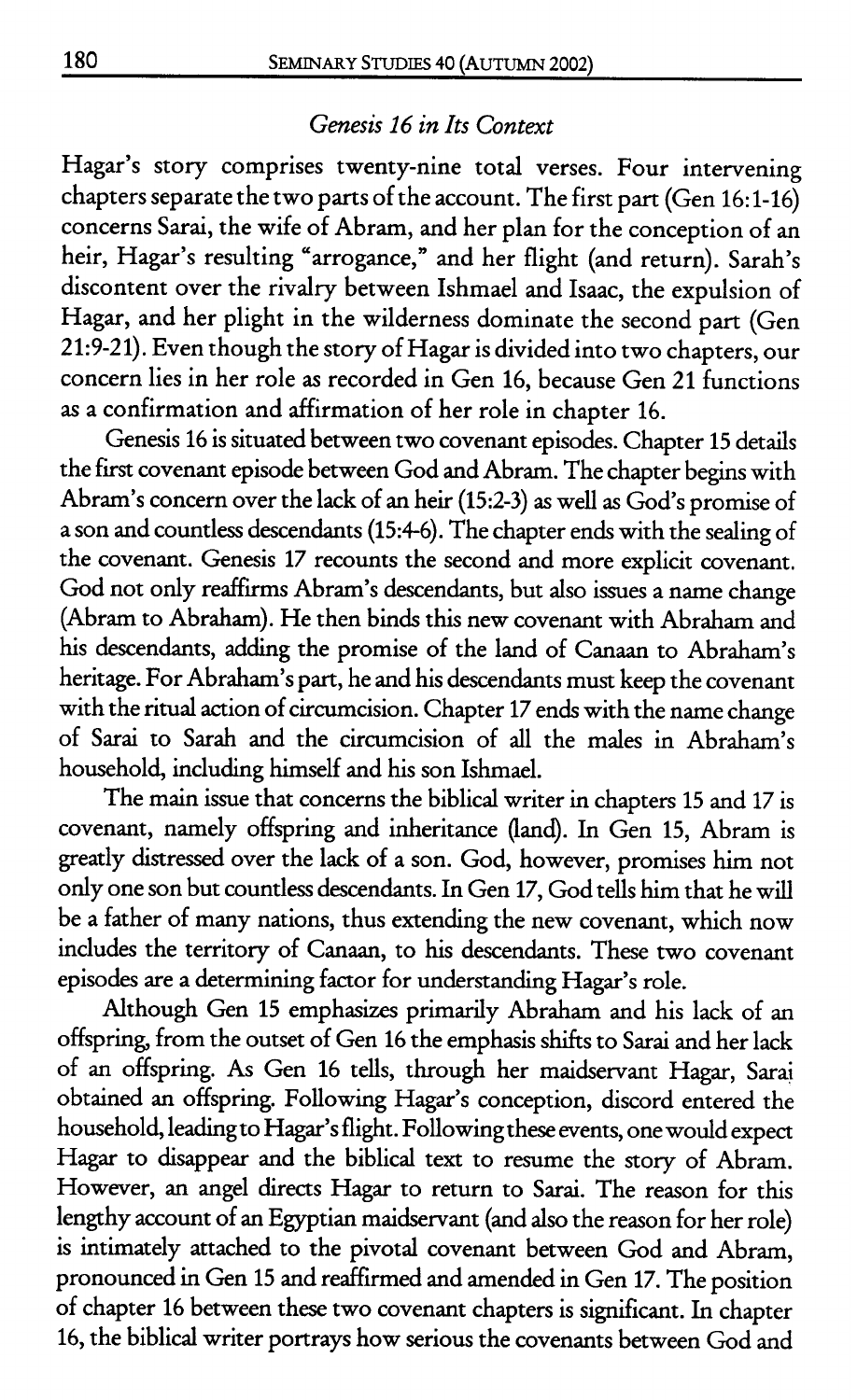### *Genesis 16 in Its Context*

Hagar's story comprises twenty-nine total verses. Four intervening chapters separate the two parts of the account. The first part (Gen 16:1-16) concerns Sarai, the wife of Abram, and her plan for the conception of an heir, Hagar's resulting "arrogance," and her flight (and return). Sarah's discontent over the rivalry between Ishmael and Isaac, the expulsion of Hagar, and her plight in the wilderness dominate the second part (Gen 21:9-21). Even though the story of Hagar is divided into two chapters, our concern lies in her role as recorded in Gen 16, because Gen 21 functions as a confirmation and affirmation of her role in chapter 16.

Genesis 16 is situated between two covenant episodes. Chapter 15 details the first covenant episode between God and Abram. The chapter begins with Abram's concern over the lack of an heir (15:2-3) as well as God's promise of a son and countless descendants (15:4-6). The chapter ends with the sealing of the covenant. Genesis 17 recounts the second and more explicit covenant. God not only reaffirms Abram's descendants, but also issues a name change (Abram to Abraham). He then binds this new covenant with Abraham and his descendants, adding the promise of the land of Canaan to Abraham's heritage. For Abraham's part, he and his descendants must keep the covenant with the ritual action of circumcision. Chapter 17 ends with the name change of Sarai to Sarah and the circumcision of all the males in Abraham's household, including himself and his son Ishmael.

The main issue that concerns the biblical writer in chapters 15 and 17 is covenant, namely offspring and inheritance (land). In Gen 15, Abram is greatly distressed over the lack of a son. God, however, promises him not only one son but countless descendants. In Gen 17, God tells him that he will be a father of many nations, thus extending the new covenant, which now includes the territory of Canaan, to his descendants. These two covenant episodes are a determining factor for understanding Hagar's role.

Although Gen 15 emphasizes primarily Abraham and his lack of an offspring, from the outset of Gen 16 the emphasis shifts to Sarai and her lack of an offspring. As Gen 16 tells, through her maidservant Hagar, Sarai obtained an offspring. Following Hagar's conception, discord entered the household, leading to Hagar's flight. Following these events, one would expect Hagar to disappear and the biblical text to resume the story of Abram. However, an angel directs Hagar to return to Sarai. The reason for this lengthy account of an Egyptian maidservant (and also the reason for her role) is intimately attached to the pivotal covenant between God and Abram, pronounced in Gen 15 and reaffirmed and amended in Gen 17. The position of chapter 16 between these two covenant chapters is significant. In chapter 16, the biblical writer portrays how serious the covenants between God and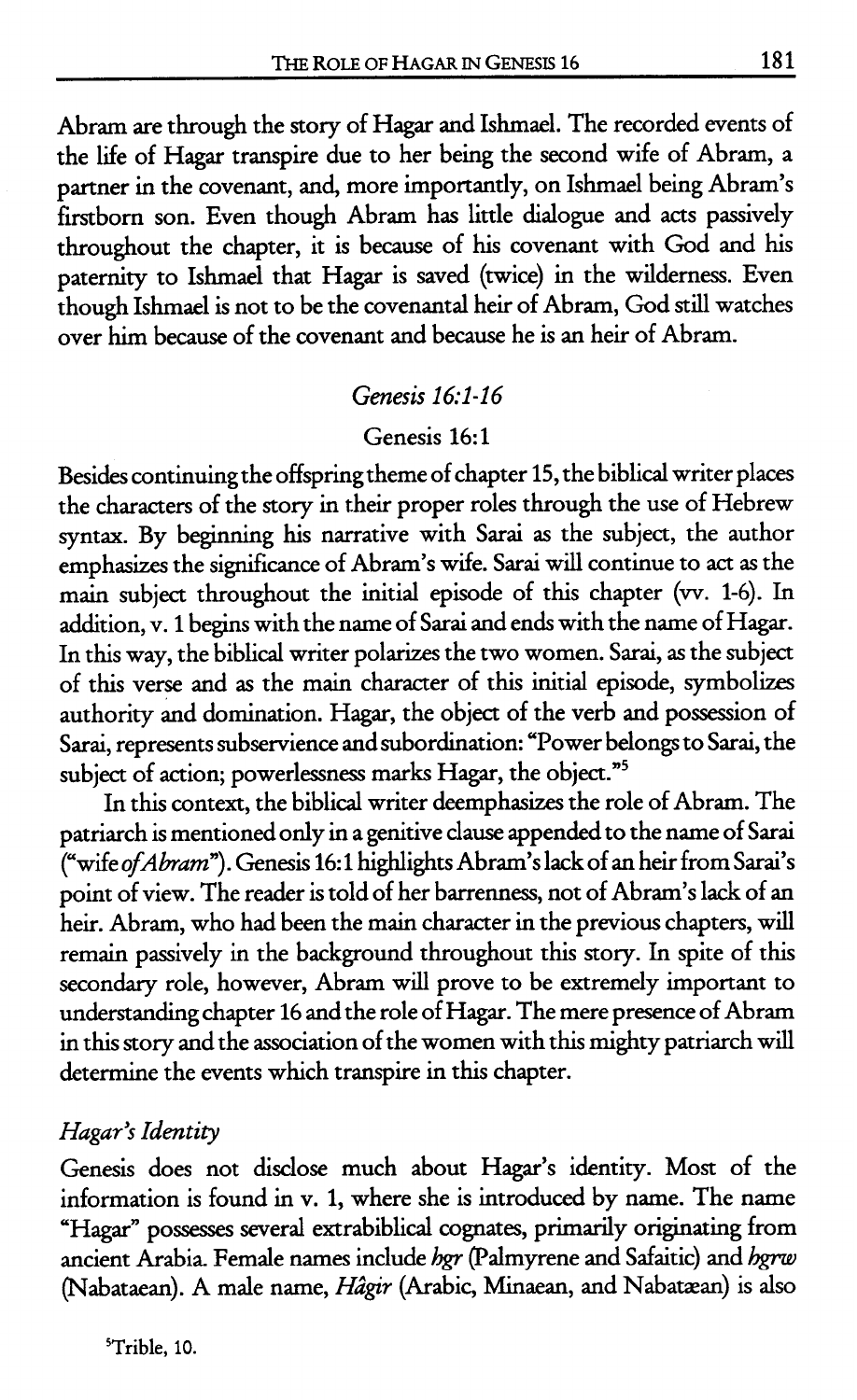Abram are through the story of Hagar and Ishmael. The recorded events of the life of Hagar transpire due to her being the second wife of Abram, a partner in the covenant, and, more importantly, on Ishmael being Abram's firstborn son. Even though Abram has little dialogue and acts passively throughout the chapter, it is because of his covenant with God and his paternity to Ishmael that Hagar is saved (twice) in the wilderness. Even though Ishmael is not to be the covenantal heir of Abram, God still watches over him because of the covenant and because he is an heir of Abram.

## *Genesis 16:1-16*

### Genesis 16:1

Besides continuing the offspring theme of chapter 15, the biblical writer places the characters of the story in their proper roles through the use of Hebrew syntax. By beginning his narrative with Sarai as the subject, the author emphasizes the significance of Abram's wife. Sarai will continue to act as the main subject throughout the initial episode of this chapter (vv. 1-6). In addition, v. 1 begins with the name of Sarai and ends with the name of Hagar. In this way, the biblical writer polarizes the two women. Sarai, as the subject of this verse and as the main character of this initial episode, symbolizes authority and domination. Hagar, the object of the verb and possession of Sarai, represents subservience and subordination: "Power belongs to Sarai, the subject of action; powerlessness marks Hagar, the object."[5]

In this context, the biblical writer deemphasizes the role of Abram. The patriarch is mentioned only in a genitive clause appended to the name of Sarai ("wife *of Abram*"). Genesis 16:1 highlights Abram's lack of an heir from Sarai's point of view. The reader is told of her barrenness, not of Abram's lack of an heir. Abram, who had been the main character in the previous chapters, will remain passively in the background throughout this story. In spite of this secondary role, however, Abram will prove to be extremely important to understanding chapter 16 and the role of Hagar. The mere presence of Abram in this story and the association of the women with this mighty patriarch will determine the events which transpire in this chapter.

### *Hagar's Identity*

Genesis does not disclose much about Hagar's identity. Most of the information is found in v. 1, where she is introduced by name. The name "Hagar" possesses several extrabiblical cognates, primarily originating from ancient Arabia. Female names include *hgr* (Palmyrene and Safaitic) and *hgrw* (Nabataean). A male name, *Hâgir* (Arabic, Minaean, and Nabatæan) is also

[5] Trible, 10.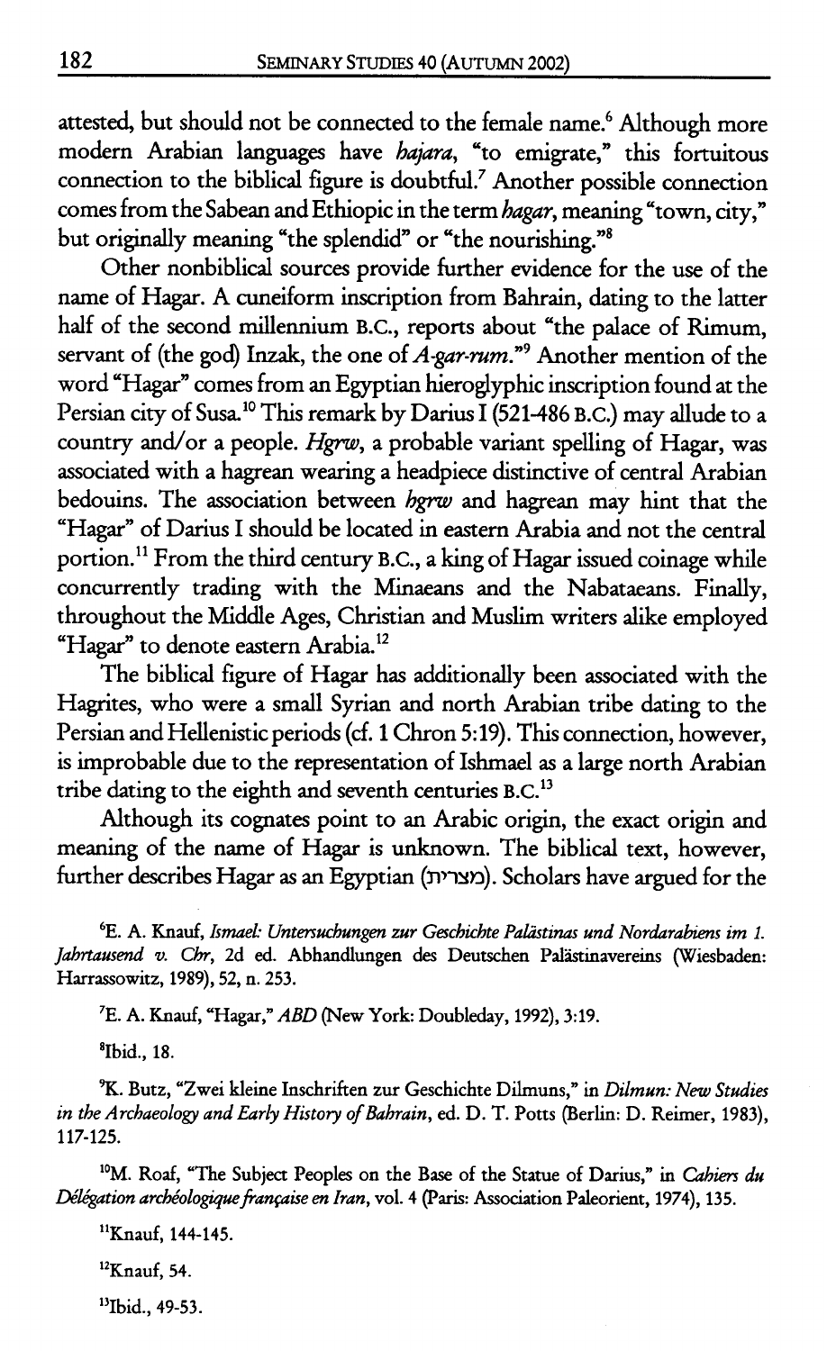attested, but should not be connected to the female name.[6] Although more modern Arabian languages have *hajara*, "to emigrate," this fortuitous connection to the biblical figure is doubtful.[7] Another possible connection comes from the Sabean and Ethiopic in the term *hagar*, meaning "town, city," but originally meaning "the splendid" or "the nourishing."[8]

Other nonbiblical sources provide further evidence for the use of the name of Hagar. A cuneiform inscription from Bahrain, dating to the latter half of the second millennium B.C., reports about "the palace of Rimum, servant of (the god) Inzak, the one of *A-gar-rum*."[9] Another mention of the word "Hagar" comes from an Egyptian hieroglyphic inscription found at the Persian city of Susa.[10] This remark by Darius I (521-486 B.C.) may allude to a country and/or a people. *Hgrw*, a probable variant spelling of Hagar, was associated with a hagrean wearing a headpiece distinctive of central Arabian bedouins. The association between *hgrw* and hagrean may hint that the "Hagar" of Darius I should be located in eastern Arabia and not the central portion.[11] From the third century B.C., a king of Hagar issued coinage while concurrently trading with the Minaeans and the Nabataeans. Finally, throughout the Middle Ages, Christian and Muslim writers alike employed "Hagar" to denote eastern Arabia.[12]

The biblical figure of Hagar has additionally been associated with the Hagrites, who were a small Syrian and north Arabian tribe dating to the Persian and Hellenistic periods (cf. 1 Chron 5:19). This connection, however, is improbable due to the representation of Ishmael as a large north Arabian tribe dating to the eighth and seventh centuries B.C.[13]

Although its cognates point to an Arabic origin, the exact origin and meaning of the name of Hagar is unknown. The biblical text, however, further describes Hagar as an Egyptian (מצרית). Scholars have argued for the

[6]E. A. Knauf, *Ismael: Untersuchungen zur Geschichte Palästinas und Nordarabiens im 1. Jahrtausend v. Chr*, 2d ed. Abhandlungen des Deutschen Palästinavereins (Wiesbaden: Harrassowitz, 1989), 52, n. 253.

[7]E. A. Knauf, "Hagar," *ABD* (New York: Doubleday, 1992), 3:19.

[8]Ibid., 18.

[9]K. Butz, "Zwei kleine Inschriften zur Geschichte Dilmuns," in *Dilmun: New Studies in the Archaeology and Early History of Bahrain*, ed. D. T. Potts (Berlin: D. Reimer, 1983), 117-125.

[10]M. Roaf, "The Subject Peoples on the Base of the Statue of Darius," in *Cahiers du Délégation archéologique française en Iran*, vol. 4 (Paris: Association Paleorient, 1974), 135.

[11]Knauf, 144-145.

[12]Knauf, 54.

[13]Ibid., 49-53.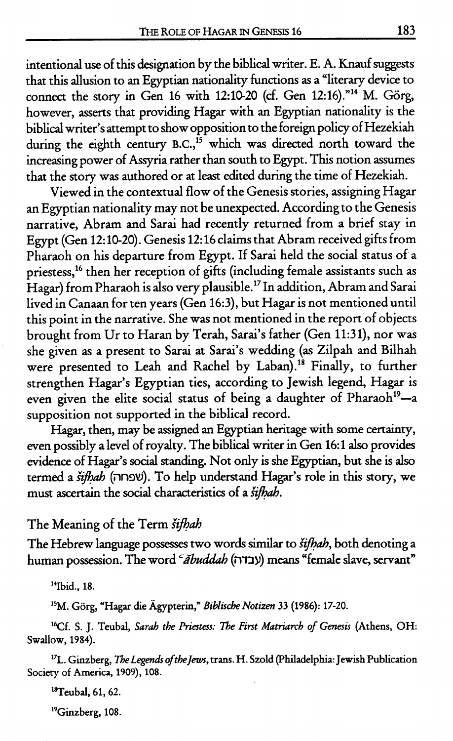intentional use of this designation by the biblical writer. E. A. Knauf suggests that this allusion to an Egyptian nationality functions as a "literary device to connect the story in Gen 16 with 12:10-20 (cf. Gen 12:16)."[14] M. Görg, however, asserts that providing Hagar with an Egyptian nationality is the biblical writer's attempt to show opposition to the foreign policy of Hezekiah during the eighth century B.C.,[15] which was directed north toward the increasing power of Assyria rather than south to Egypt. This notion assumes that the story was authored or at least edited during the time of Hezekiah.

Viewed in the contextual flow of the Genesis stories, assigning Hagar an Egyptian nationality may not be unexpected. According to the Genesis narrative, Abram and Sarai had recently returned from a brief stay in Egypt (Gen 12:10-20). Genesis 12:16 claims that Abram received gifts from Pharaoh on his departure from Egypt. If Sarai held the social status of a priestess,[16] then her reception of gifts (including female assistants such as Hagar) from Pharaoh is also very plausible.[17] In addition, Abram and Sarai lived in Canaan for ten years (Gen 16:3), but Hagar is not mentioned until this point in the narrative. She was not mentioned in the report of objects brought from Ur to Haran by Terah, Sarai's father (Gen 11:31), nor was she given as a present to Sarai at Sarai's wedding (as Zilpah and Bilhah were presented to Leah and Rachel by Laban).[18] Finally, to further strengthen Hagar's Egyptian ties, according to Jewish legend, Hagar is even given the elite social status of being a daughter of Pharaoh[19]—a supposition not supported in the biblical record.

Hagar, then, may be assigned an Egyptian heritage with some certainty, even possibly a level of royalty. The biblical writer in Gen 16:1 also provides evidence of Hagar's social standing. Not only is she Egyptian, but she is also termed a *šifḥah* (שפחה). To help understand Hagar's role in this story, we must ascertain the social characteristics of a *šifḥah*.

## The Meaning of the Term *šifḥah*

The Hebrew language possesses two words similar to *šifḥah*, both denoting a human possession. The word *ʿăbuddah* (עבדה) means "female slave, servant"

[14] Ibid., 18.

[15] M. Görg, "Hagar die Ägypterin," *Biblische Notizen* 33 (1986): 17-20.

[16] Cf. S. J. Teubal, *Sarah the Priestess: The First Matriarch of Genesis* (Athens, OH: Swallow, 1984).

[17] L. Ginzberg, *The Legends of the Jews*, trans. H. Szold (Philadelphia: Jewish Publication Society of America, 1909), 108.

[18] Teubal, 61, 62.

[19] Ginzberg, 108.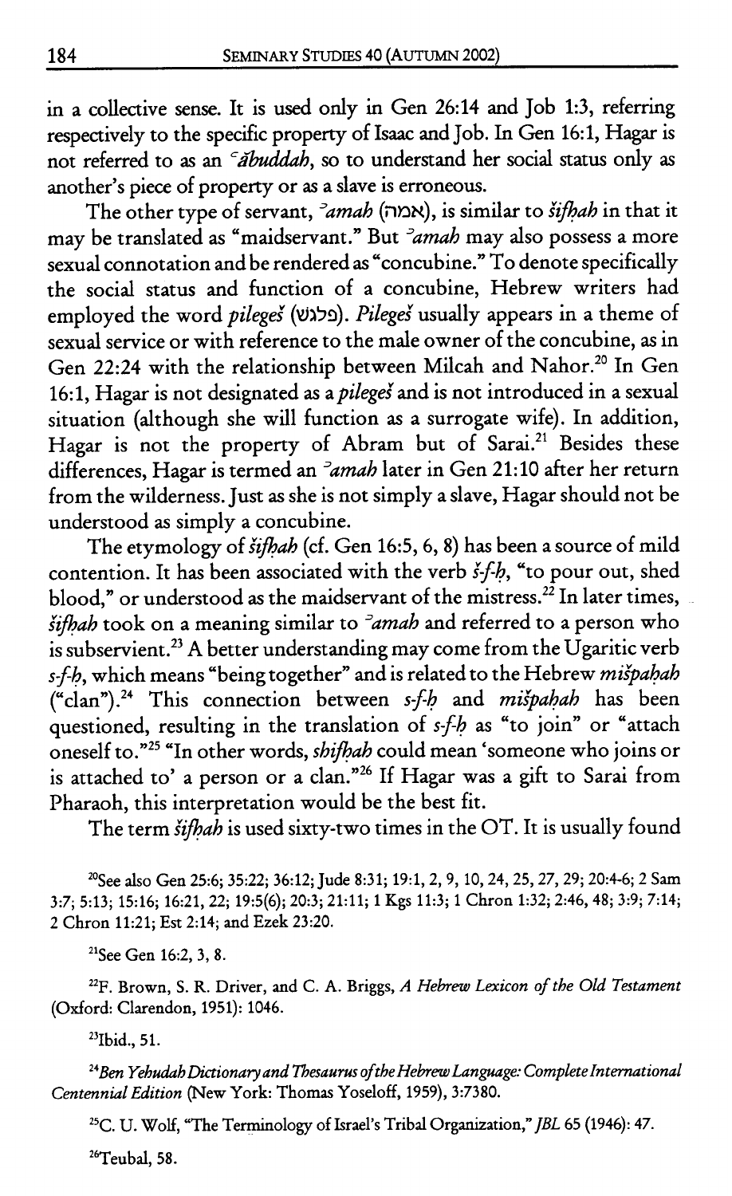in a collective sense. It is used only in Gen 26:14 and Job 1:3, referring respectively to the specific property of Isaac and Job. In Gen 16:1, Hagar is not referred to as an *ʿăbuddah*, so to understand her social status only as another's piece of property or as a slave is erroneous.

The other type of servant, *ʾamah* (אמה), is similar to *šifḥah* in that it may be translated as "maidservant." But *ʾamah* may also possess a more sexual connotation and be rendered as "concubine." To denote specifically the social status and function of a concubine, Hebrew writers had employed the word *pilegeš* (פלגש). *Pilegeš* usually appears in a theme of sexual service or with reference to the male owner of the concubine, as in Gen 22:24 with the relationship between Milcah and Nahor.[20] In Gen 16:1, Hagar is not designated as a *pilegeš* and is not introduced in a sexual situation (although she will function as a surrogate wife). In addition, Hagar is not the property of Abram but of Sarai.[21] Besides these differences, Hagar is termed an *ʾamah* later in Gen 21:10 after her return from the wilderness. Just as she is not simply a slave, Hagar should not be understood as simply a concubine.

The etymology of *šifḥah* (cf. Gen 16:5, 6, 8) has been a source of mild contention. It has been associated with the verb *š-f-ḥ*, "to pour out, shed blood," or understood as the maidservant of the mistress.[22] In later times, *šifḥah* took on a meaning similar to *ʾamah* and referred to a person who is subservient.[23] A better understanding may come from the Ugaritic verb *s-f-ḥ*, which means "being together" and is related to the Hebrew *mišpaḥah* ("clan").[24] This connection between *s-f-ḥ* and *mišpaḥah* has been questioned, resulting in the translation of *s-f-ḥ* as "to join" or "attach oneself to."[25] "In other words, *shifḥah* could mean 'someone who joins or is attached to' a person or a clan."[26] If Hagar was a gift to Sarai from Pharaoh, this interpretation would be the best fit.

The term *šifḥah* is used sixty-two times in the OT. It is usually found

[20]See also Gen 25:6; 35:22; 36:12; Jude 8:31; 19:1, 2, 9, 10, 24, 25, 27, 29; 20:4-6; 2 Sam 3:7; 5:13; 15:16; 16:21, 22; 19:5(6); 20:3; 21:11; 1 Kgs 11:3; 1 Chron 1:32; 2:46, 48; 3:9; 7:14; 2 Chron 11:21; Est 2:14; and Ezek 23:20.

[21]See Gen 16:2, 3, 8.

[22]F. Brown, S. R. Driver, and C. A. Briggs, *A Hebrew Lexicon of the Old Testament* (Oxford: Clarendon, 1951): 1046.

[23]Ibid., 51.

[24]*Ben Yehudah Dictionary and Thesaurus of the Hebrew Language: Complete International Centennial Edition* (New York: Thomas Yoseloff, 1959), 3:7380.

[25]C. U. Wolf, "The Terminology of Israel's Tribal Organization," *JBL* 65 (1946): 47.

[26]Teubal, 58.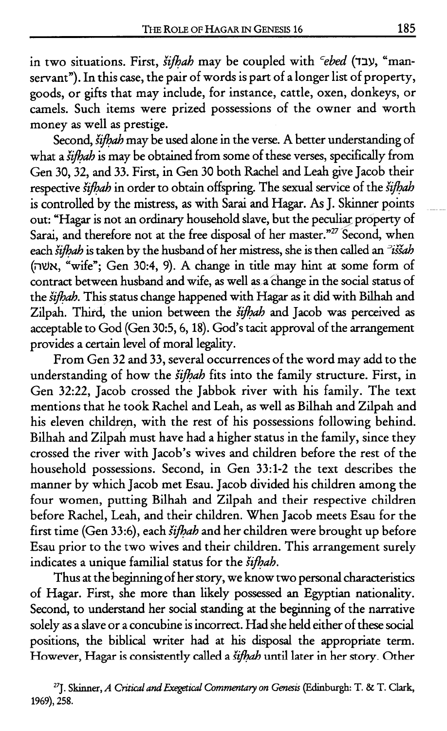in two situations. First, *šifḥah* may be coupled with *ᶜebed* (עבד, "manservant"). In this case, the pair of words is part of a longer list of property, goods, or gifts that may include, for instance, cattle, oxen, donkeys, or camels. Such items were prized possessions of the owner and worth money as well as prestige.

Second, *šifḥah* may be used alone in the verse. A better understanding of what a *šifḥah* is may be obtained from some of these verses, specifically from Gen 30, 32, and 33. First, in Gen 30 both Rachel and Leah give Jacob their respective *šifḥah* in order to obtain offspring. The sexual service of the *šifḥah* is controlled by the mistress, as with Sarai and Hagar. As J. Skinner points out: "Hagar is not an ordinary household slave, but the peculiar property of Sarai, and therefore not at the free disposal of her master."[27] Second, when each *šifḥah* is taken by the husband of her mistress, she is then called an *ʾiššah* (אשה, "wife"; Gen 30:4, 9). A change in title may hint at some form of contract between husband and wife, as well as a change in the social status of the *šifḥah*. This status change happened with Hagar as it did with Bilhah and Zilpah. Third, the union between the *šifḥah* and Jacob was perceived as acceptable to God (Gen 30:5, 6, 18). God's tacit approval of the arrangement provides a certain level of moral legality.

From Gen 32 and 33, several occurrences of the word may add to the understanding of how the *šifḥah* fits into the family structure. First, in Gen 32:22, Jacob crossed the Jabbok river with his family. The text mentions that he took Rachel and Leah, as well as Bilhah and Zilpah and his eleven children, with the rest of his possessions following behind. Bilhah and Zilpah must have had a higher status in the family, since they crossed the river with Jacob's wives and children before the rest of the household possessions. Second, in Gen 33:1-2 the text describes the manner by which Jacob met Esau. Jacob divided his children among the four women, putting Bilhah and Zilpah and their respective children before Rachel, Leah, and their children. When Jacob meets Esau for the first time (Gen 33:6), each *šifḥah* and her children were brought up before Esau prior to the two wives and their children. This arrangement surely indicates a unique familial status for the *šifḥah*.

Thus at the beginning of her story, we know two personal characteristics of Hagar. First, she more than likely possessed an Egyptian nationality. Second, to understand her social standing at the beginning of the narrative solely as a slave or a concubine is incorrect. Had she held either of these social positions, the biblical writer had at his disposal the appropriate term. However, Hagar is consistently called a *šifḥah* until later in her story. Other

[27] J. Skinner, *A Critical and Exegetical Commentary on Genesis* (Edinburgh: T. & T. Clark, 1969), 258.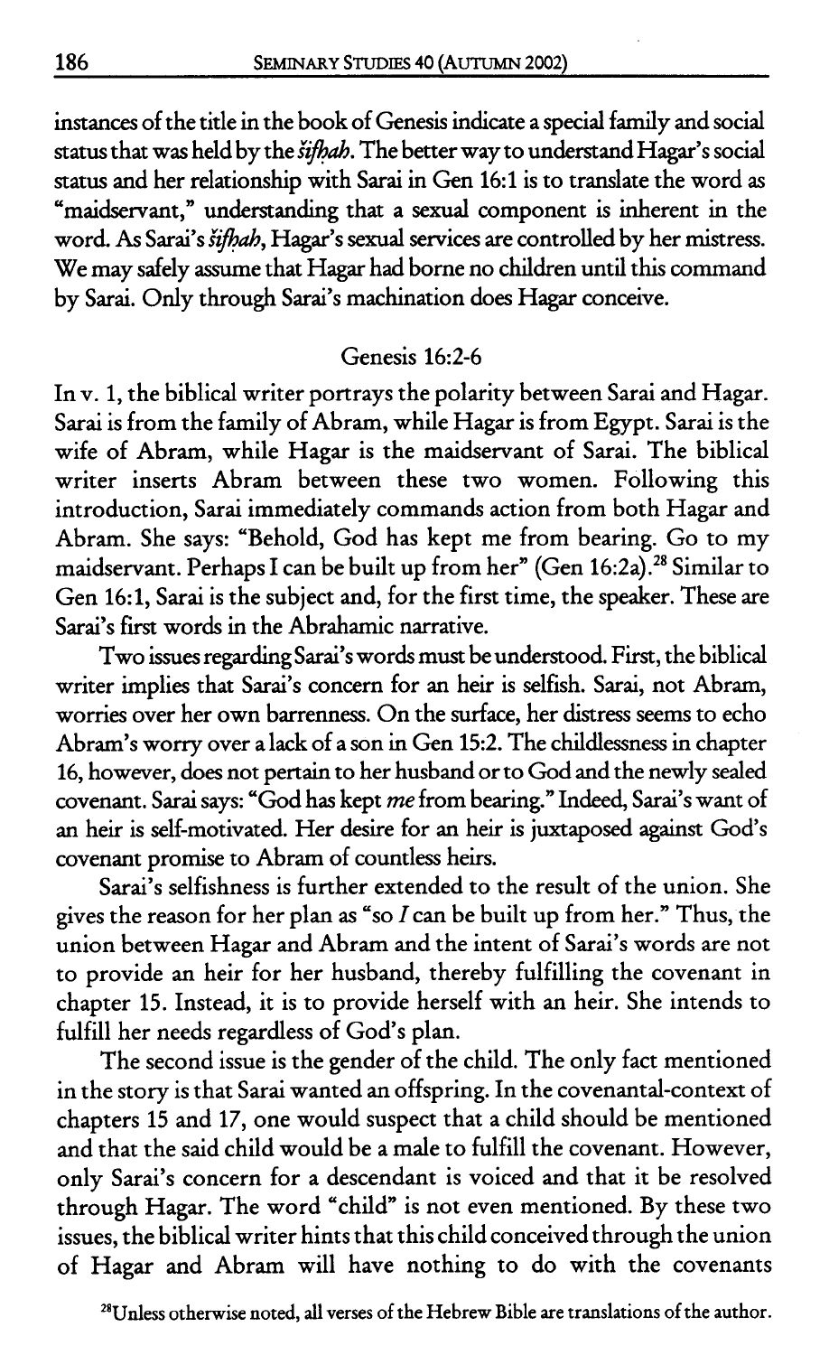instances of the title in the book of Genesis indicate a special family and social status that was held by the *šifḥah*. The better way to understand Hagar's social status and her relationship with Sarai in Gen 16:1 is to translate the word as "maidservant," understanding that a sexual component is inherent in the word. As Sarai's *šifḥah*, Hagar's sexual services are controlled by her mistress. We may safely assume that Hagar had borne no children until this command by Sarai. Only through Sarai's machination does Hagar conceive.

## Genesis 16:2-6

In v. 1, the biblical writer portrays the polarity between Sarai and Hagar. Sarai is from the family of Abram, while Hagar is from Egypt. Sarai is the wife of Abram, while Hagar is the maidservant of Sarai. The biblical writer inserts Abram between these two women. Following this introduction, Sarai immediately commands action from both Hagar and Abram. She says: "Behold, God has kept me from bearing. Go to my maidservant. Perhaps I can be built up from her" (Gen 16:2a).[28] Similar to Gen 16:1, Sarai is the subject and, for the first time, the speaker. These are Sarai's first words in the Abrahamic narrative.

Two issues regarding Sarai's words must be understood. First, the biblical writer implies that Sarai's concern for an heir is selfish. Sarai, not Abram, worries over her own barrenness. On the surface, her distress seems to echo Abram's worry over a lack of a son in Gen 15:2. The childlessness in chapter 16, however, does not pertain to her husband or to God and the newly sealed covenant. Sarai says: "God has kept *me* from bearing." Indeed, Sarai's want of an heir is self-motivated. Her desire for an heir is juxtaposed against God's covenant promise to Abram of countless heirs.

Sarai's selfishness is further extended to the result of the union. She gives the reason for her plan as "so *I* can be built up from her." Thus, the union between Hagar and Abram and the intent of Sarai's words are not to provide an heir for her husband, thereby fulfilling the covenant in chapter 15. Instead, it is to provide herself with an heir. She intends to fulfill her needs regardless of God's plan.

The second issue is the gender of the child. The only fact mentioned in the story is that Sarai wanted an offspring. In the covenantal-context of chapters 15 and 17, one would suspect that a child should be mentioned and that the said child would be a male to fulfill the covenant. However, only Sarai's concern for a descendant is voiced and that it be resolved through Hagar. The word "child" is not even mentioned. By these two issues, the biblical writer hints that this child conceived through the union of Hagar and Abram will have nothing to do with the covenants

[28] Unless otherwise noted, all verses of the Hebrew Bible are translations of the author.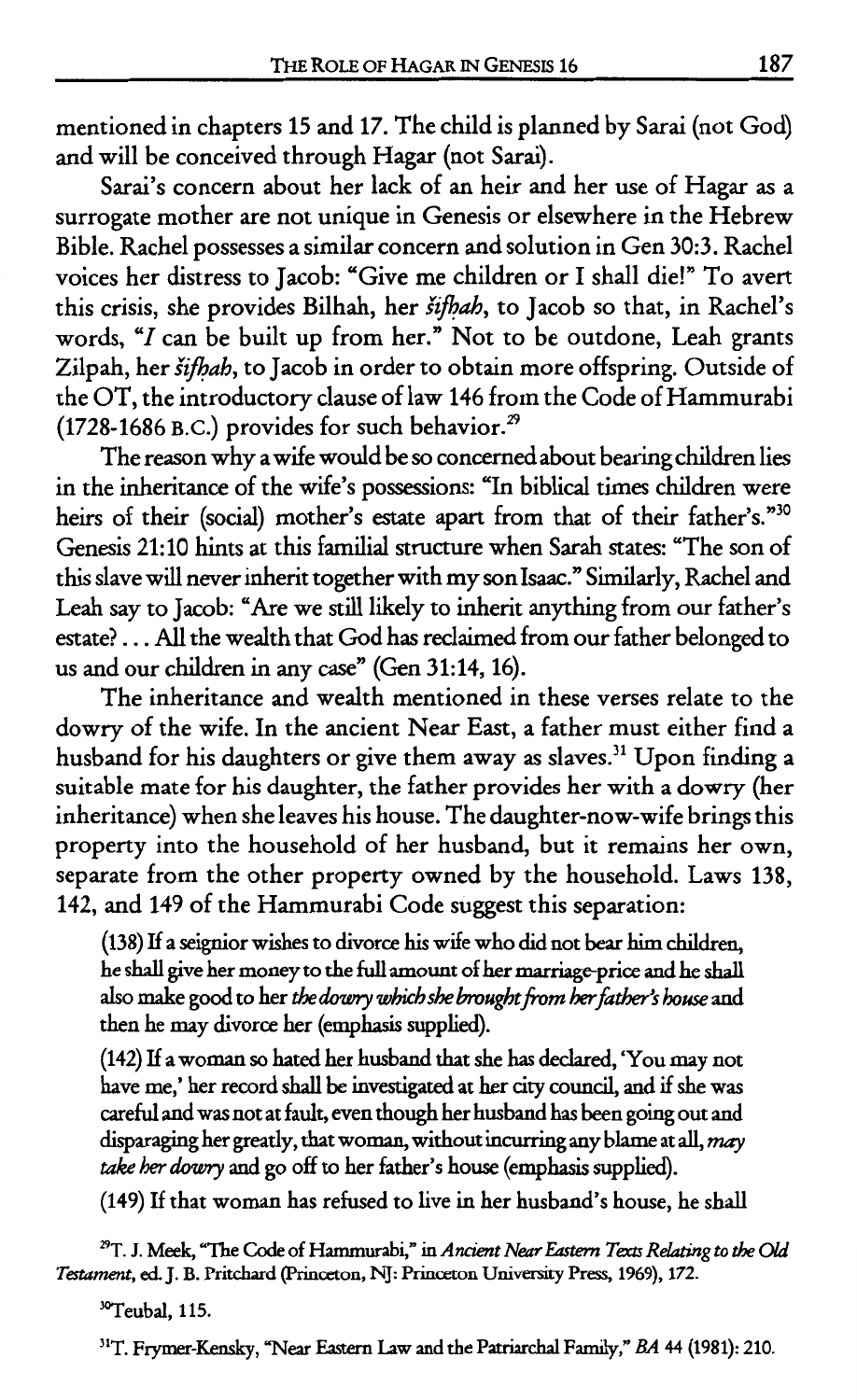mentioned in chapters 15 and 17. The child is planned by Sarai (not God) and will be conceived through Hagar (not Sarai).

Sarai's concern about her lack of an heir and her use of Hagar as a surrogate mother are not unique in Genesis or elsewhere in the Hebrew Bible. Rachel possesses a similar concern and solution in Gen 30:3. Rachel voices her distress to Jacob: "Give me children or I shall die!" To avert this crisis, she provides Bilhah, her *šifḥah*, to Jacob so that, in Rachel's words, "*I* can be built up from her." Not to be outdone, Leah grants Zilpah, her *šifḥah*, to Jacob in order to obtain more offspring. Outside of the OT, the introductory clause of law 146 from the Code of Hammurabi (1728-1686 B.C.) provides for such behavior.[29]

The reason why a wife would be so concerned about bearing children lies in the inheritance of the wife's possessions: "In biblical times children were heirs of their (social) mother's estate apart from that of their father's."[30] Genesis 21:10 hints at this familial structure when Sarah states: "The son of this slave will never inherit together with my son Isaac." Similarly, Rachel and Leah say to Jacob: "Are we still likely to inherit anything from our father's estate? . . . All the wealth that God has reclaimed from our father belonged to us and our children in any case" (Gen 31:14, 16).

The inheritance and wealth mentioned in these verses relate to the dowry of the wife. In the ancient Near East, a father must either find a husband for his daughters or give them away as slaves.[31] Upon finding a suitable mate for his daughter, the father provides her with a dowry (her inheritance) when she leaves his house. The daughter-now-wife brings this property into the household of her husband, but it remains her own, separate from the other property owned by the household. Laws 138, 142, and 149 of the Hammurabi Code suggest this separation:

> (138) If a seignior wishes to divorce his wife who did not bear him children, he shall give her money to the full amount of her marriage-price and he shall also make good to her *the dowry which she brought from her father's house* and then he may divorce her (emphasis supplied).
>
> (142) If a woman so hated her husband that she has declared, 'You may not have me,' her record shall be investigated at her city council, and if she was careful and was not at fault, even though her husband has been going out and disparaging her greatly, that woman, without incurring any blame at all, *may take her dowry* and go off to her father's house (emphasis supplied).
>
> (149) If that woman has refused to live in her husband's house, he shall

[29] T. J. Meek, "The Code of Hammurabi," in *Ancient Near Eastern Texts Relating to the Old Testament*, ed. J. B. Pritchard (Princeton, NJ: Princeton University Press, 1969), 172.

[30] Teubal, 115.

[31] T. Frymer-Kensky, "Near Eastern Law and the Patriarchal Family," *BA* 44 (1981): 210.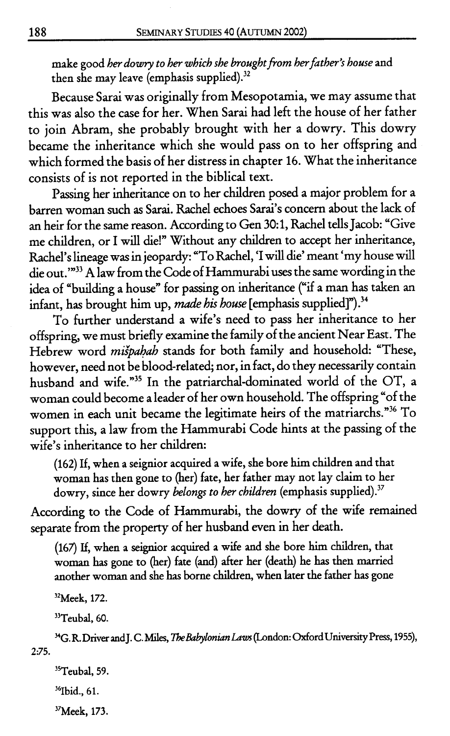make good *her dowry to her which she brought from her father's house* and then she may leave (emphasis supplied).[32]

Because Sarai was originally from Mesopotamia, we may assume that this was also the case for her. When Sarai had left the house of her father to join Abram, she probably brought with her a dowry. This dowry became the inheritance which she would pass on to her offspring and which formed the basis of her distress in chapter 16. What the inheritance consists of is not reported in the biblical text.

Passing her inheritance on to her children posed a major problem for a barren woman such as Sarai. Rachel echoes Sarai's concern about the lack of an heir for the same reason. According to Gen 30:1, Rachel tells Jacob: "Give me children, or I will die!" Without any children to accept her inheritance, Rachel's lineage was in jeopardy: "To Rachel, 'I will die' meant 'my house will die out.'"[33] A law from the Code of Hammurabi uses the same wording in the idea of "building a house" for passing on inheritance ("if a man has taken an infant, has brought him up, *made his house* [emphasis supplied]").[34]

To further understand a wife's need to pass her inheritance to her offspring, we must briefly examine the family of the ancient Near East. The Hebrew word *mišpaḥah* stands for both family and household: "These, however, need not be blood-related; nor, in fact, do they necessarily contain husband and wife."[35] In the patriarchal-dominated world of the OT, a woman could become a leader of her own household. The offspring "of the women in each unit became the legitimate heirs of the matriarchs."[36] To support this, a law from the Hammurabi Code hints at the passing of the wife's inheritance to her children:

> (162) If, when a seignior acquired a wife, she bore him children and that woman has then gone to (her) fate, her father may not lay claim to her dowry, since her dowry *belongs to her children* (emphasis supplied).[37]

According to the Code of Hammurabi, the dowry of the wife remained separate from the property of her husband even in her death.

> (167) If, when a seignior acquired a wife and she bore him children, that woman has gone to (her) fate (and) after her (death) he has then married another woman and she has borne children, when later the father has gone

[32] Meek, 172.

[33] Teubal, 60.

[34] G. R. Driver and J. C. Miles, *The Babylonian Laws* (London: Oxford University Press, 1955), 2:75.

[35] Teubal, 59.

[36] Ibid., 61.

[37] Meek, 173.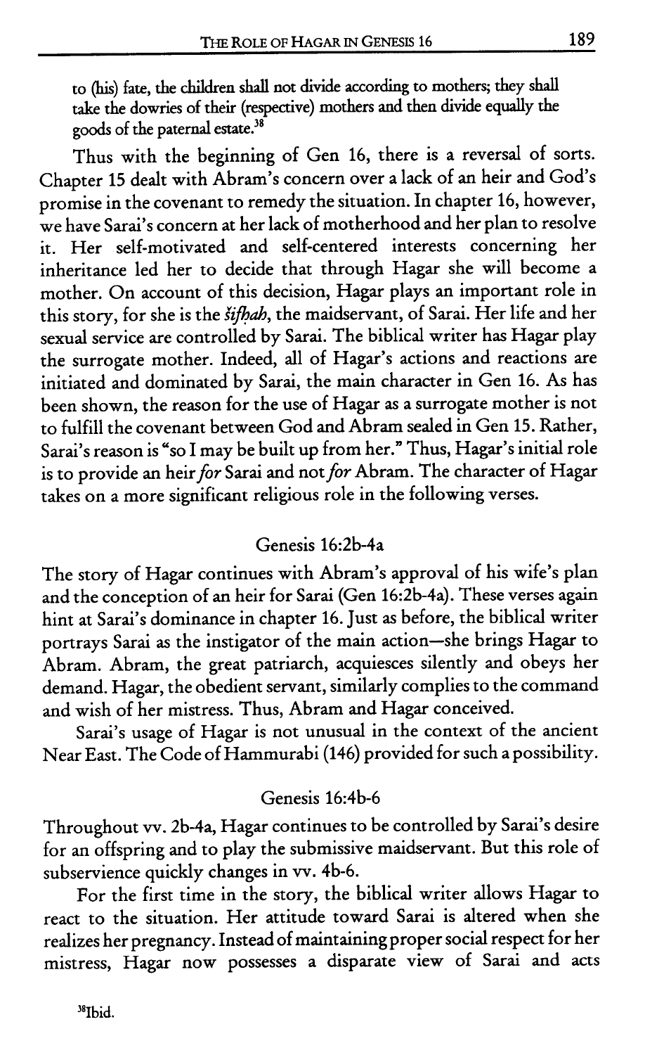to (his) fate, the children shall not divide according to mothers; they shall take the dowries of their (respective) mothers and then divide equally the goods of the paternal estate.[38]

Thus with the beginning of Gen 16, there is a reversal of sorts. Chapter 15 dealt with Abram's concern over a lack of an heir and God's promise in the covenant to remedy the situation. In chapter 16, however, we have Sarai's concern at her lack of motherhood and her plan to resolve it. Her self-motivated and self-centered interests concerning her inheritance led her to decide that through Hagar she will become a mother. On account of this decision, Hagar plays an important role in this story, for she is the *šifḥah*, the maidservant, of Sarai. Her life and her sexual service are controlled by Sarai. The biblical writer has Hagar play the surrogate mother. Indeed, all of Hagar's actions and reactions are initiated and dominated by Sarai, the main character in Gen 16. As has been shown, the reason for the use of Hagar as a surrogate mother is not to fulfill the covenant between God and Abram sealed in Gen 15. Rather, Sarai's reason is "so I may be built up from her." Thus, Hagar's initial role is to provide an heir *for* Sarai and not *for* Abram. The character of Hagar takes on a more significant religious role in the following verses.

## Genesis 16:2b-4a

The story of Hagar continues with Abram's approval of his wife's plan and the conception of an heir for Sarai (Gen 16:2b-4a). These verses again hint at Sarai's dominance in chapter 16. Just as before, the biblical writer portrays Sarai as the instigator of the main action—she brings Hagar to Abram. Abram, the great patriarch, acquiesces silently and obeys her demand. Hagar, the obedient servant, similarly complies to the command and wish of her mistress. Thus, Abram and Hagar conceived.

Sarai's usage of Hagar is not unusual in the context of the ancient Near East. The Code of Hammurabi (146) provided for such a possibility.

## Genesis 16:4b-6

Throughout vv. 2b-4a, Hagar continues to be controlled by Sarai's desire for an offspring and to play the submissive maidservant. But this role of subservience quickly changes in vv. 4b-6.

For the first time in the story, the biblical writer allows Hagar to react to the situation. Her attitude toward Sarai is altered when she realizes her pregnancy. Instead of maintaining proper social respect for her mistress, Hagar now possesses a disparate view of Sarai and acts

[38] Ibid.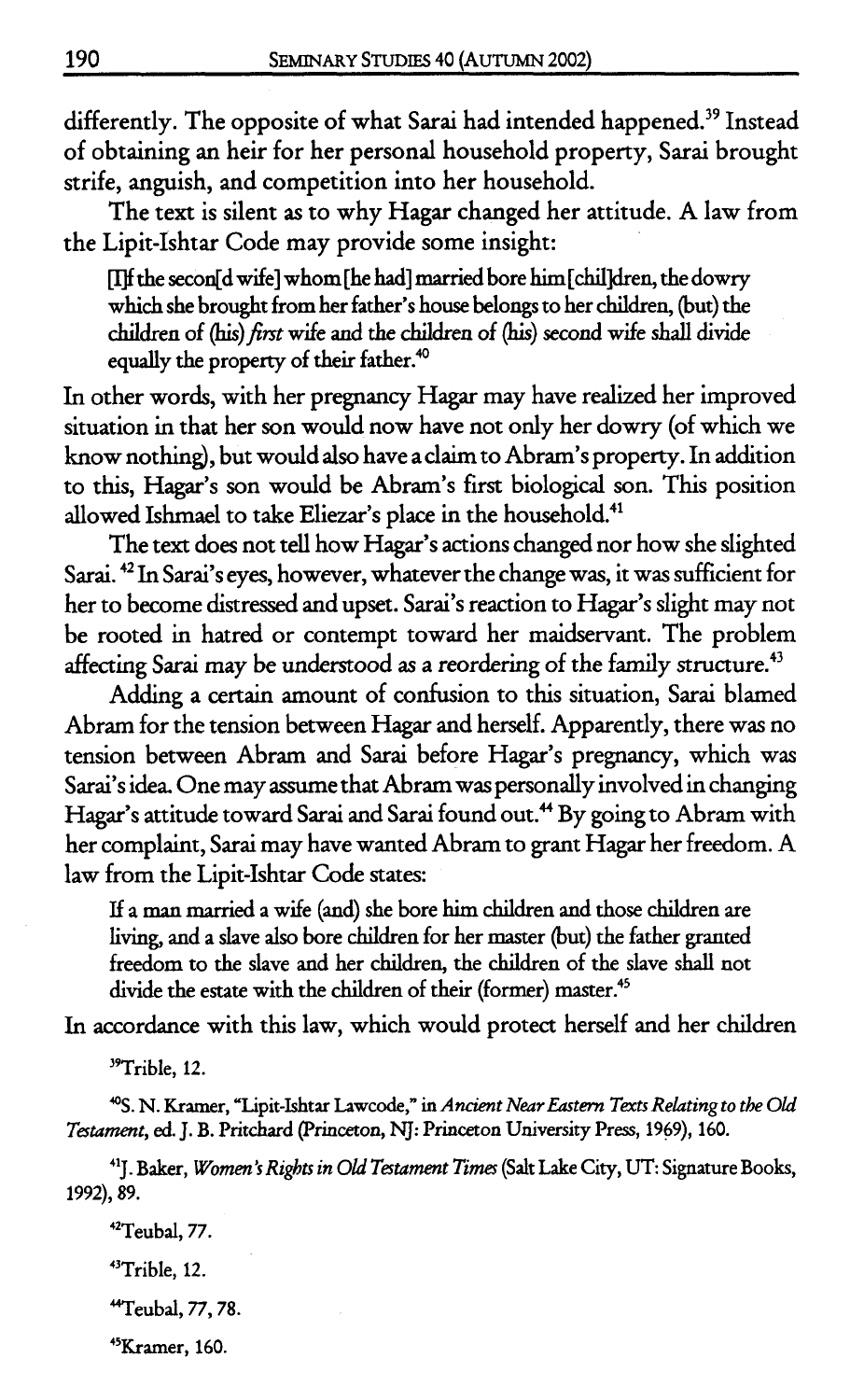differently. The opposite of what Sarai had intended happened.[39] Instead of obtaining an heir for her personal household property, Sarai brought strife, anguish, and competition into her household.

The text is silent as to why Hagar changed her attitude. A law from the Lipit-Ishtar Code may provide some insight:

> [I]f the secon[d wife] whom [he had] married bore him [chil]dren, the dowry which she brought from her father's house belongs to her children, (but) the children of (his) *first* wife and the children of (his) second wife shall divide equally the property of their father.[40]

In other words, with her pregnancy Hagar may have realized her improved situation in that her son would now have not only her dowry (of which we know nothing), but would also have a claim to Abram's property. In addition to this, Hagar's son would be Abram's first biological son. This position allowed Ishmael to take Eliezar's place in the household.[41]

The text does not tell how Hagar's actions changed nor how she slighted Sarai.[42] In Sarai's eyes, however, whatever the change was, it was sufficient for her to become distressed and upset. Sarai's reaction to Hagar's slight may not be rooted in hatred or contempt toward her maidservant. The problem affecting Sarai may be understood as a reordering of the family structure.[43]

Adding a certain amount of confusion to this situation, Sarai blamed Abram for the tension between Hagar and herself. Apparently, there was no tension between Abram and Sarai before Hagar's pregnancy, which was Sarai's idea. One may assume that Abram was personally involved in changing Hagar's attitude toward Sarai and Sarai found out.[44] By going to Abram with her complaint, Sarai may have wanted Abram to grant Hagar her freedom. A law from the Lipit-Ishtar Code states:

> If a man married a wife (and) she bore him children and those children are living, and a slave also bore children for her master (but) the father granted freedom to the slave and her children, the children of the slave shall not divide the estate with the children of their (former) master.[45]

In accordance with this law, which would protect herself and her children

[39] Trible, 12.

[40] S. N. Kramer, "Lipit-Ishtar Lawcode," in *Ancient Near Eastern Texts Relating to the Old Testament*, ed. J. B. Pritchard (Princeton, NJ: Princeton University Press, 1969), 160.

[41] J. Baker, *Women's Rights in Old Testament Times* (Salt Lake City, UT: Signature Books, 1992), 89.

[42] Teubal, 77.

[43] Trible, 12.

[44] Teubal, 77, 78.

[45] Kramer, 160.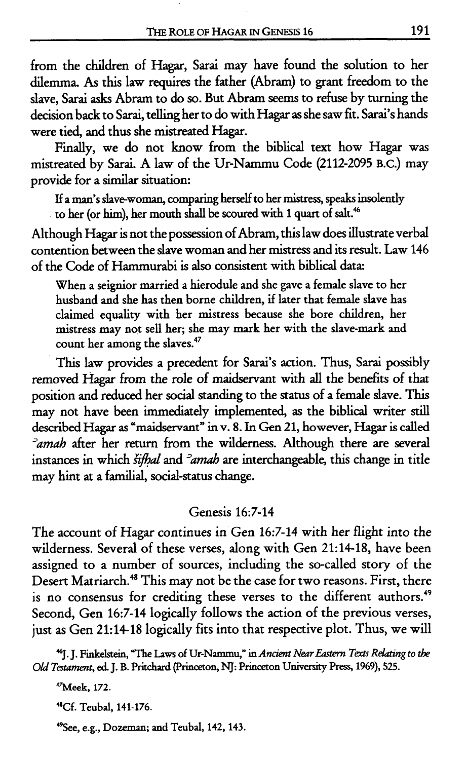from the children of Hagar, Sarai may have found the solution to her dilemma. As this law requires the father (Abram) to grant freedom to the slave, Sarai asks Abram to do so. But Abram seems to refuse by turning the decision back to Sarai, telling her to do with Hagar as she saw fit. Sarai's hands were tied, and thus she mistreated Hagar.

Finally, we do not know from the biblical text how Hagar was mistreated by Sarai. A law of the Ur-Nammu Code (2112-2095 B.C.) may provide for a similar situation:

> If a man's slave-woman, comparing herself to her mistress, speaks insolently to her (or him), her mouth shall be scoured with 1 quart of salt.[46]

Although Hagar is not the possession of Abram, this law does illustrate verbal contention between the slave woman and her mistress and its result. Law 146 of the Code of Hammurabi is also consistent with biblical data:

> When a seignior married a hierodule and she gave a female slave to her husband and she has then borne children, if later that female slave has claimed equality with her mistress because she bore children, her mistress may not sell her; she may mark her with the slave-mark and count her among the slaves.[47]

This law provides a precedent for Sarai's action. Thus, Sarai possibly removed Hagar from the role of maidservant with all the benefits of that position and reduced her social standing to the status of a female slave. This may not have been immediately implemented, as the biblical writer still described Hagar as "maidservant" in v. 8. In Gen 21, however, Hagar is called *ᵓamah* after her return from the wilderness. Although there are several instances in which *šip̱ḥâ* and *ᵓamah* are interchangeable, this change in title may hint at a familial, social-status change.

## Genesis 16:7-14

The account of Hagar continues in Gen 16:7-14 with her flight into the wilderness. Several of these verses, along with Gen 21:14-18, have been assigned to a number of sources, including the so-called story of the Desert Matriarch.[48] This may not be the case for two reasons. First, there is no consensus for crediting these verses to the different authors.[49] Second, Gen 16:7-14 logically follows the action of the previous verses, just as Gen 21:14-18 logically fits into that respective plot. Thus, we will

---

[46] J. J. Finkelstein, "The Laws of Ur-Nammu," in *Ancient Near Eastern Texts Relating to the Old Testament*, ed. J. B. Pritchard (Princeton, NJ: Princeton University Press, 1969), 525.

[47] Meek, 172.

[48] Cf. Teubal, 141-176.

[49] See, e.g., Dozeman; and Teubal, 142, 143.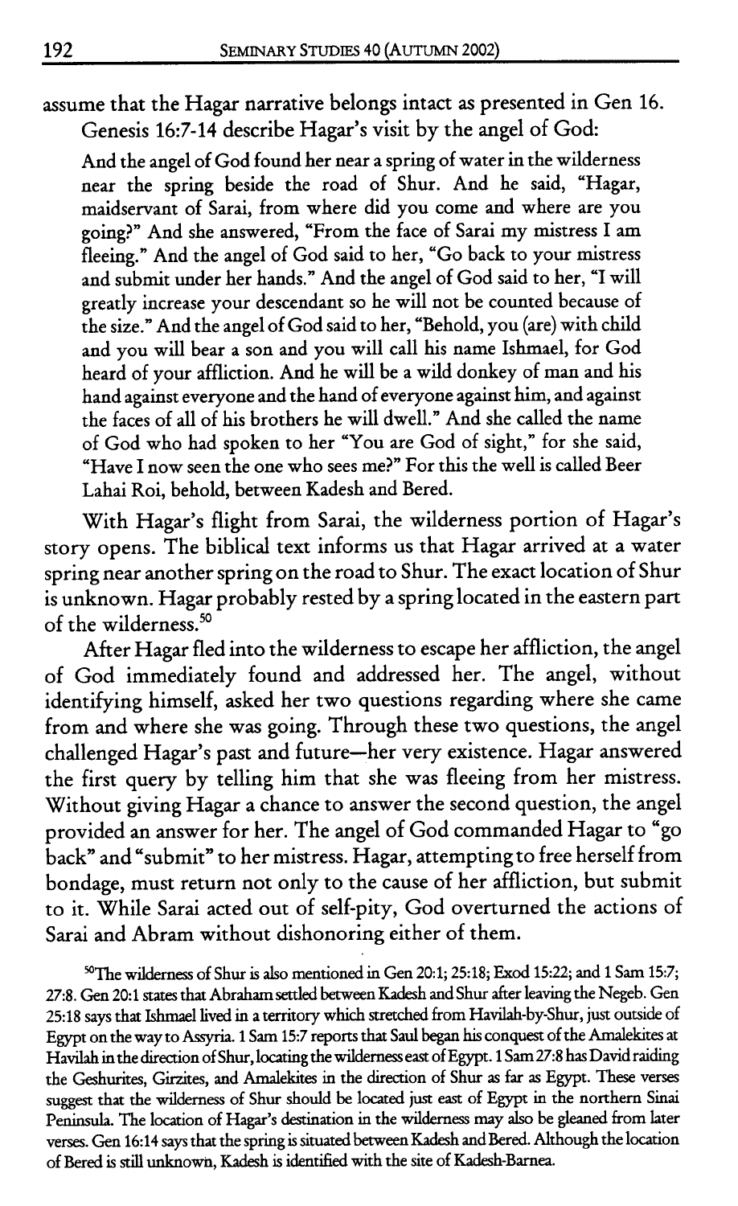assume that the Hagar narrative belongs intact as presented in Gen 16.

Genesis 16:7-14 describe Hagar's visit by the angel of God:

> And the angel of God found her near a spring of water in the wilderness near the spring beside the road of Shur. And he said, "Hagar, maidservant of Sarai, from where did you come and where are you going?" And she answered, "From the face of Sarai my mistress I am fleeing." And the angel of God said to her, "Go back to your mistress and submit under her hands." And the angel of God said to her, "I will greatly increase your descendant so he will not be counted because of the size." And the angel of God said to her, "Behold, you (are) with child and you will bear a son and you will call his name Ishmael, for God heard of your affliction. And he will be a wild donkey of man and his hand against everyone and the hand of everyone against him, and against the faces of all of his brothers he will dwell." And she called the name of God who had spoken to her "You are God of sight," for she said, "Have I now seen the one who sees me?" For this the well is called Beer Lahai Roi, behold, between Kadesh and Bered.

With Hagar's flight from Sarai, the wilderness portion of Hagar's story opens. The biblical text informs us that Hagar arrived at a water spring near another spring on the road to Shur. The exact location of Shur is unknown. Hagar probably rested by a spring located in the eastern part of the wilderness.[50]

After Hagar fled into the wilderness to escape her affliction, the angel of God immediately found and addressed her. The angel, without identifying himself, asked her two questions regarding where she came from and where she was going. Through these two questions, the angel challenged Hagar's past and future—her very existence. Hagar answered the first query by telling him that she was fleeing from her mistress. Without giving Hagar a chance to answer the second question, the angel provided an answer for her. The angel of God commanded Hagar to "go back" and "submit" to her mistress. Hagar, attempting to free herself from bondage, must return not only to the cause of her affliction, but submit to it. While Sarai acted out of self-pity, God overturned the actions of Sarai and Abram without dishonoring either of them.

[50]The wilderness of Shur is also mentioned in Gen 20:1; 25:18; Exod 15:22; and 1 Sam 15:7; 27:8. Gen 20:1 states that Abraham settled between Kadesh and Shur after leaving the Negeb. Gen 25:18 says that Ishmael lived in a territory which stretched from Havilah-by-Shur, just outside of Egypt on the way to Assyria. 1 Sam 15:7 reports that Saul began his conquest of the Amalekites at Havilah in the direction of Shur, locating the wilderness east of Egypt. 1 Sam 27:8 has David raiding the Geshurites, Girzites, and Amalekites in the direction of Shur as far as Egypt. These verses suggest that the wilderness of Shur should be located just east of Egypt in the northern Sinai Peninsula. The location of Hagar's destination in the wilderness may also be gleaned from later verses. Gen 16:14 says that the spring is situated between Kadesh and Bered. Although the location of Bered is still unknown, Kadesh is identified with the site of Kadesh-Barnea.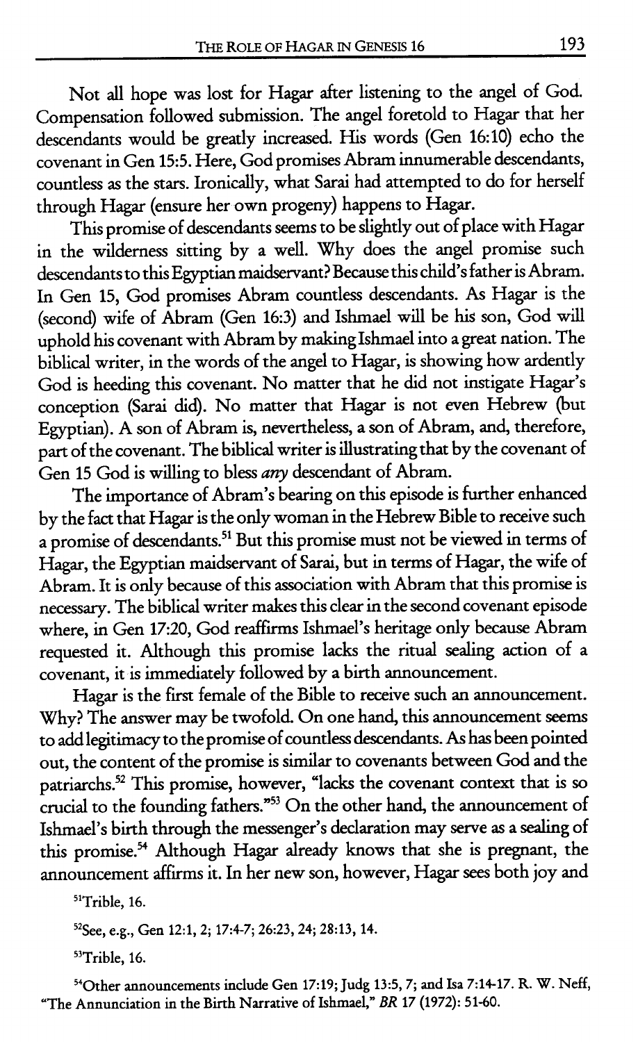Not all hope was lost for Hagar after listening to the angel of God. Compensation followed submission. The angel foretold to Hagar that her descendants would be greatly increased. His words (Gen 16:10) echo the covenant in Gen 15:5. Here, God promises Abram innumerable descendants, countless as the stars. Ironically, what Sarai had attempted to do for herself through Hagar (ensure her own progeny) happens to Hagar.

This promise of descendants seems to be slightly out of place with Hagar in the wilderness sitting by a well. Why does the angel promise such descendants to this Egyptian maidservant? Because this child's father is Abram. In Gen 15, God promises Abram countless descendants. As Hagar is the (second) wife of Abram (Gen 16:3) and Ishmael will be his son, God will uphold his covenant with Abram by making Ishmael into a great nation. The biblical writer, in the words of the angel to Hagar, is showing how ardently God is heeding this covenant. No matter that he did not instigate Hagar's conception (Sarai did). No matter that Hagar is not even Hebrew (but Egyptian). A son of Abram is, nevertheless, a son of Abram, and, therefore, part of the covenant. The biblical writer is illustrating that by the covenant of Gen 15 God is willing to bless *any* descendant of Abram.

The importance of Abram's bearing on this episode is further enhanced by the fact that Hagar is the only woman in the Hebrew Bible to receive such a promise of descendants.[51] But this promise must not be viewed in terms of Hagar, the Egyptian maidservant of Sarai, but in terms of Hagar, the wife of Abram. It is only because of this association with Abram that this promise is necessary. The biblical writer makes this clear in the second covenant episode where, in Gen 17:20, God reaffirms Ishmael's heritage only because Abram requested it. Although this promise lacks the ritual sealing action of a covenant, it is immediately followed by a birth announcement.

Hagar is the first female of the Bible to receive such an announcement. Why? The answer may be twofold. On one hand, this announcement seems to add legitimacy to the promise of countless descendants. As has been pointed out, the content of the promise is similar to covenants between God and the patriarchs.[52] This promise, however, "lacks the covenant context that is so crucial to the founding fathers."[53] On the other hand, the announcement of Ishmael's birth through the messenger's declaration may serve as a sealing of this promise.[54] Although Hagar already knows that she is pregnant, the announcement affirms it. In her new son, however, Hagar sees both joy and

[51]Trible, 16.

[52]See, e.g., Gen 12:1, 2; 17:4-7; 26:23, 24; 28:13, 14.

[53]Trible, 16.

[54]Other announcements include Gen 17:19; Judg 13:5, 7; and Isa 7:14-17. R. W. Neff, "The Annunciation in the Birth Narrative of Ishmael," *BR* 17 (1972): 51-60.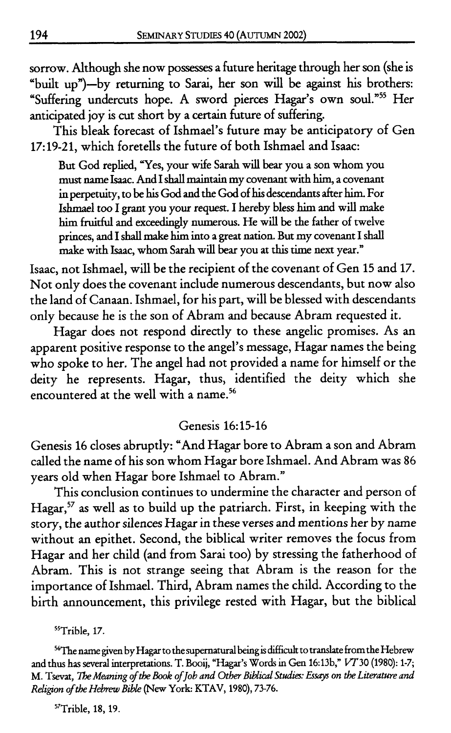sorrow. Although she now possesses a future heritage through her son (she is "built up")—by returning to Sarai, her son will be against his brothers: "Suffering undercuts hope. A sword pierces Hagar's own soul."[55] Her anticipated joy is cut short by a certain future of suffering.

This bleak forecast of Ishmael's future may be anticipatory of Gen 17:19-21, which foretells the future of both Ishmael and Isaac:

> But God replied, "Yes, your wife Sarah will bear you a son whom you must name Isaac. And I shall maintain my covenant with him, a covenant in perpetuity, to be his God and the God of his descendants after him. For Ishmael too I grant you your request. I hereby bless him and will make him fruitful and exceedingly numerous. He will be the father of twelve princes, and I shall make him into a great nation. But my covenant I shall make with Isaac, whom Sarah will bear you at this time next year."

Isaac, not Ishmael, will be the recipient of the covenant of Gen 15 and 17. Not only does the covenant include numerous descendants, but now also the land of Canaan. Ishmael, for his part, will be blessed with descendants only because he is the son of Abram and because Abram requested it.

Hagar does not respond directly to these angelic promises. As an apparent positive response to the angel's message, Hagar names the being who spoke to her. The angel had not provided a name for himself or the deity he represents. Hagar, thus, identified the deity which she encountered at the well with a name.[56]

## Genesis 16:15-16

Genesis 16 closes abruptly: "And Hagar bore to Abram a son and Abram called the name of his son whom Hagar bore Ishmael. And Abram was 86 years old when Hagar bore Ishmael to Abram."

This conclusion continues to undermine the character and person of Hagar,[57] as well as to build up the patriarch. First, in keeping with the story, the author silences Hagar in these verses and mentions her by name without an epithet. Second, the biblical writer removes the focus from Hagar and her child (and from Sarai too) by stressing the fatherhood of Abram. This is not strange seeing that Abram is the reason for the importance of Ishmael. Third, Abram names the child. According to the birth announcement, this privilege rested with Hagar, but the biblical

[55] Trible, 17.

[56] The name given by Hagar to the supernatural being is difficult to translate from the Hebrew and thus has several interpretations. T. Booij, "Hagar's Words in Gen 16:13b," *VT* 30 (1980): 1-7; M. Tsevat, *The Meaning of the Book of Job and Other Biblical Studies: Essays on the Literature and Religion of the Hebrew Bible* (New York: KTAV, 1980), 73-76.

[57] Trible, 18, 19.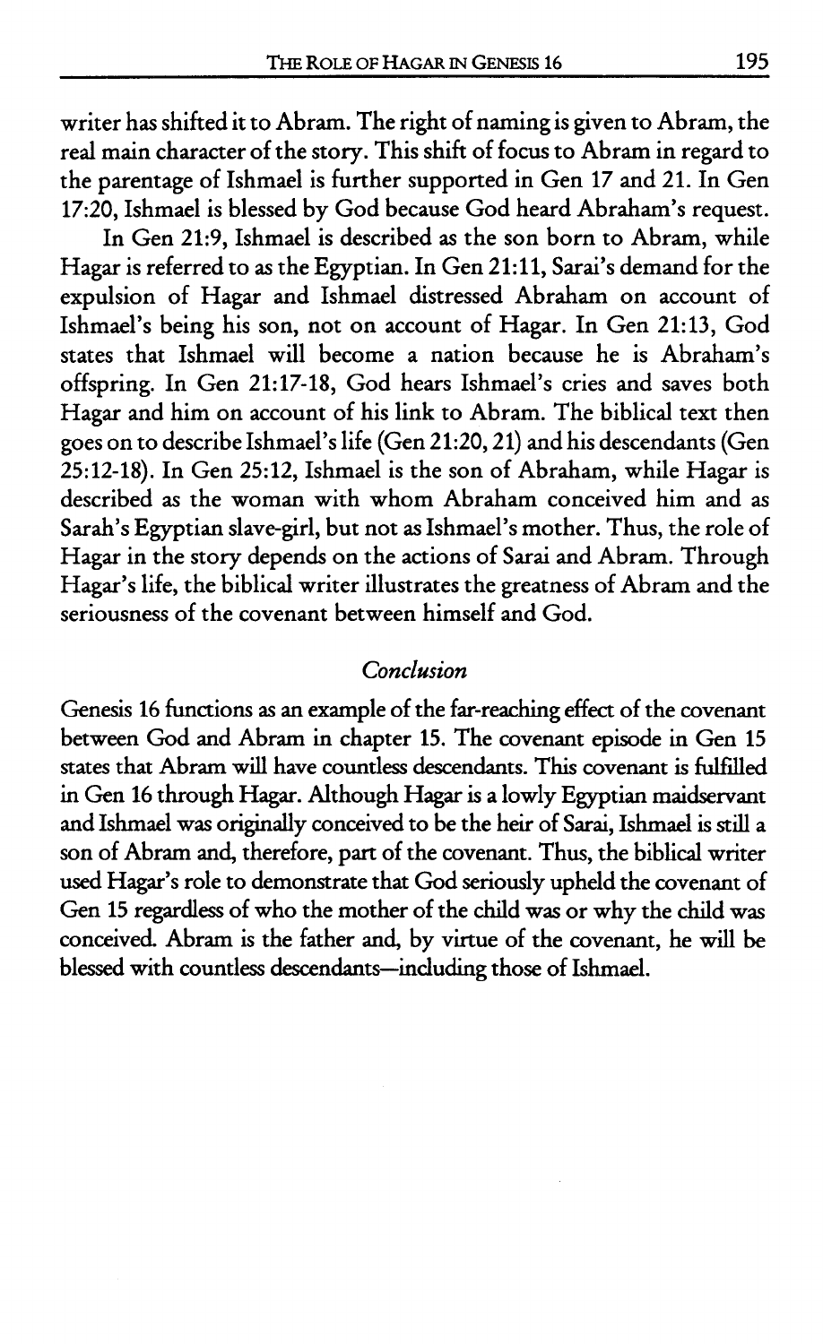writer has shifted it to Abram. The right of naming is given to Abram, the real main character of the story. This shift of focus to Abram in regard to the parentage of Ishmael is further supported in Gen 17 and 21. In Gen 17:20, Ishmael is blessed by God because God heard Abraham's request.

In Gen 21:9, Ishmael is described as the son born to Abram, while Hagar is referred to as the Egyptian. In Gen 21:11, Sarai's demand for the expulsion of Hagar and Ishmael distressed Abraham on account of Ishmael's being his son, not on account of Hagar. In Gen 21:13, God states that Ishmael will become a nation because he is Abraham's offspring. In Gen 21:17-18, God hears Ishmael's cries and saves both Hagar and him on account of his link to Abram. The biblical text then goes on to describe Ishmael's life (Gen 21:20, 21) and his descendants (Gen 25:12-18). In Gen 25:12, Ishmael is the son of Abraham, while Hagar is described as the woman with whom Abraham conceived him and as Sarah's Egyptian slave-girl, but not as Ishmael's mother. Thus, the role of Hagar in the story depends on the actions of Sarai and Abram. Through Hagar's life, the biblical writer illustrates the greatness of Abram and the seriousness of the covenant between himself and God.

## *Conclusion*

Genesis 16 functions as an example of the far-reaching effect of the covenant between God and Abram in chapter 15. The covenant episode in Gen 15 states that Abram will have countless descendants. This covenant is fulfilled in Gen 16 through Hagar. Although Hagar is a lowly Egyptian maidservant and Ishmael was originally conceived to be the heir of Sarai, Ishmael is still a son of Abram and, therefore, part of the covenant. Thus, the biblical writer used Hagar's role to demonstrate that God seriously upheld the covenant of Gen 15 regardless of who the mother of the child was or why the child was conceived. Abram is the father and, by virtue of the covenant, he will be blessed with countless descendants—including those of Ishmael.